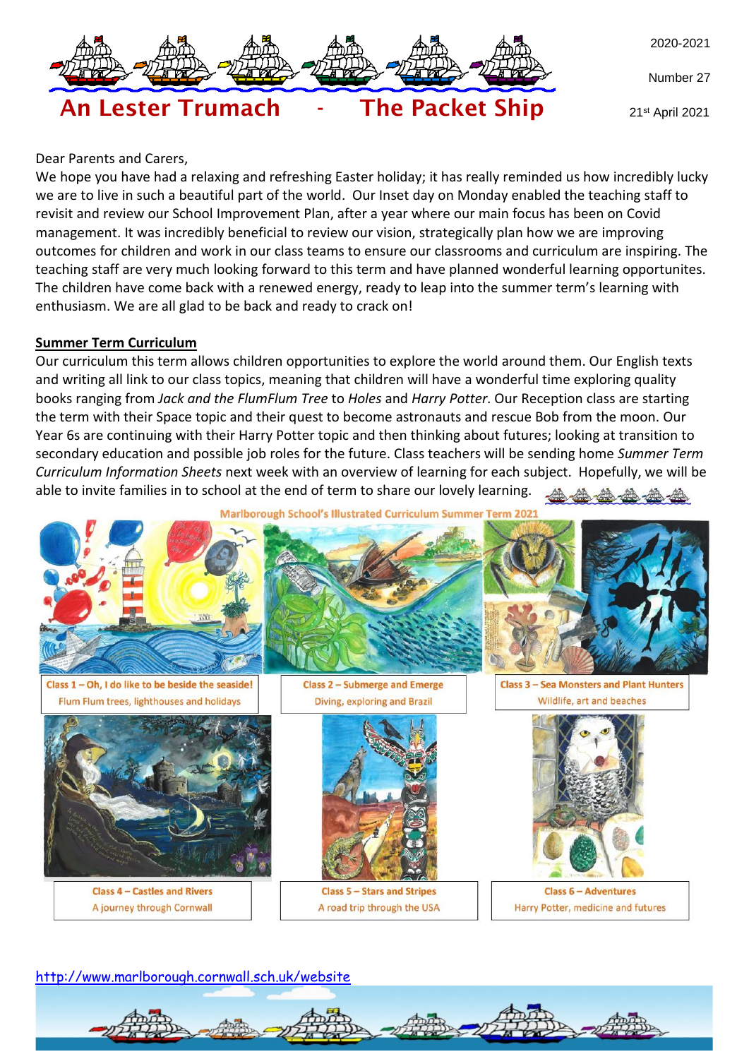# An Lester Trumach - The Packet Ship

2020-2021

Number 27

21st April 2021

Dear Parents and Carers,

We hope you have had a relaxing and refreshing Easter holiday; it has really reminded us how incredibly lucky we are to live in such a beautiful part of the world. Our Inset day on Monday enabled the teaching staff to revisit and review our School Improvement Plan, after a year where our main focus has been on Covid management. It was incredibly beneficial to review our vision, strategically plan how we are improving outcomes for children and work in our class teams to ensure our classrooms and curriculum are inspiring. The teaching staff are very much looking forward to this term and have planned wonderful learning opportunites. The children have come back with a renewed energy, ready to leap into the summer term's learning with enthusiasm. We are all glad to be back and ready to crack on!

## Summer Term Curriculum

Our curriculum this term allows children opportunities to explore the world around them. Our English texts and writing all link to our class topics, meaning that children will have a wonderful time exploring quality books ranging from *Jack and the FlumFlum Tree* to *Holes* and *Harry Potter*. Our Reception class are starting the term with their Space topic and their quest to become astronauts and rescue Bob from the moon. Our Year 6s are continuing with their Harry Potter topic and then thinking about futures; looking at transition to secondary education and possible job roles for the future. Class teachers will be sending home *Summer Term Curriculum Information Sheets* next week with an overview of learning for each subject. Hopefully, we will be able to invite families in to school at the end of term to share our lovely learning.

Marlborough School's Illustrated Curriculum Summer Term 2021

Class 1 – Oh, I do like to be beside the seaside!
Flum Flum trees, lighthouses and holidays

Class 2 – Submerge and Emerge
Diving, exploring and Brazil

Class 3 – Sea Monsters and Plant Hunters
Wildlife, art and beaches

Class 4 – Castles and Rivers
A journey through Cornwall

Class 5 – Stars and Stripes
A road trip through the USA

Class 6 – Adventures
Harry Potter, medicine and futures

http://www.marlborough.cornwall.sch.uk/website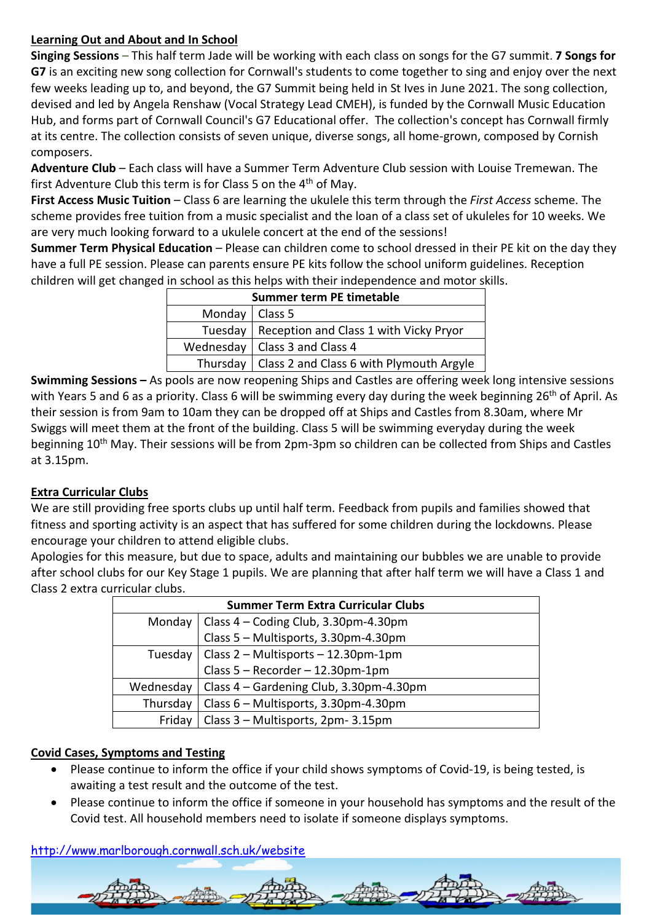## Learning Out and About and In School

**Singing Sessions** – This half term Jade will be working with each class on songs for the G7 summit. **7 Songs for G7** is an exciting new song collection for Cornwall's students to come together to sing and enjoy over the next few weeks leading up to, and beyond, the G7 Summit being held in St Ives in June 2021. The song collection, devised and led by Angela Renshaw (Vocal Strategy Lead CMEH), is funded by the Cornwall Music Education Hub, and forms part of Cornwall Council's G7 Educational offer. The collection's concept has Cornwall firmly at its centre. The collection consists of seven unique, diverse songs, all home-grown, composed by Cornish composers.

**Adventure Club** – Each class will have a Summer Term Adventure Club session with Louise Tremewan. The first Adventure Club this term is for Class 5 on the 4th of May.

**First Access Music Tuition** – Class 6 are learning the ukulele this term through the *First Access* scheme. The scheme provides free tuition from a music specialist and the loan of a class set of ukuleles for 10 weeks. We are very much looking forward to a ukulele concert at the end of the sessions!

**Summer Term Physical Education** – Please can children come to school dressed in their PE kit on the day they have a full PE session. Please can parents ensure PE kits follow the school uniform guidelines. Reception children will get changed in school as this helps with their independence and motor skills.

| Summer term PE timetable | |
|---|---|
| Monday | Class 5 |
| Tuesday | Reception and Class 1 with Vicky Pryor |
| Wednesday | Class 3 and Class 4 |
| Thursday | Class 2 and Class 6 with Plymouth Argyle |

**Swimming Sessions –** As pools are now reopening Ships and Castles are offering week long intensive sessions with Years 5 and 6 as a priority. Class 6 will be swimming every day during the week beginning 26th of April. As their session is from 9am to 10am they can be dropped off at Ships and Castles from 8.30am, where Mr Swiggs will meet them at the front of the building. Class 5 will be swimming everyday during the week beginning 10th May. Their sessions will be from 2pm-3pm so children can be collected from Ships and Castles at 3.15pm.

## Extra Curricular Clubs

We are still providing free sports clubs up until half term. Feedback from pupils and families showed that fitness and sporting activity is an aspect that has suffered for some children during the lockdowns. Please encourage your children to attend eligible clubs.

Apologies for this measure, but due to space, adults and maintaining our bubbles we are unable to provide after school clubs for our Key Stage 1 pupils. We are planning that after half term we will have a Class 1 and Class 2 extra curricular clubs.

| Summer Term Extra Curricular Clubs | |
|---|---|
| Monday | Class 4 – Coding Club, 3.30pm-4.30pm<br>Class 5 – Multisports, 3.30pm-4.30pm |
| Tuesday | Class 2 – Multisports – 12.30pm-1pm<br>Class 5 – Recorder – 12.30pm-1pm |
| Wednesday | Class 4 – Gardening Club, 3.30pm-4.30pm |
| Thursday | Class 6 – Multisports, 3.30pm-4.30pm |
| Friday | Class 3 – Multisports, 2pm- 3.15pm |

## Covid Cases, Symptoms and Testing

- Please continue to inform the office if your child shows symptoms of Covid-19, is being tested, is awaiting a test result and the outcome of the test.
- Please continue to inform the office if someone in your household has symptoms and the result of the Covid test. All household members need to isolate if someone displays symptoms.

http://www.marlborough.cornwall.sch.uk/website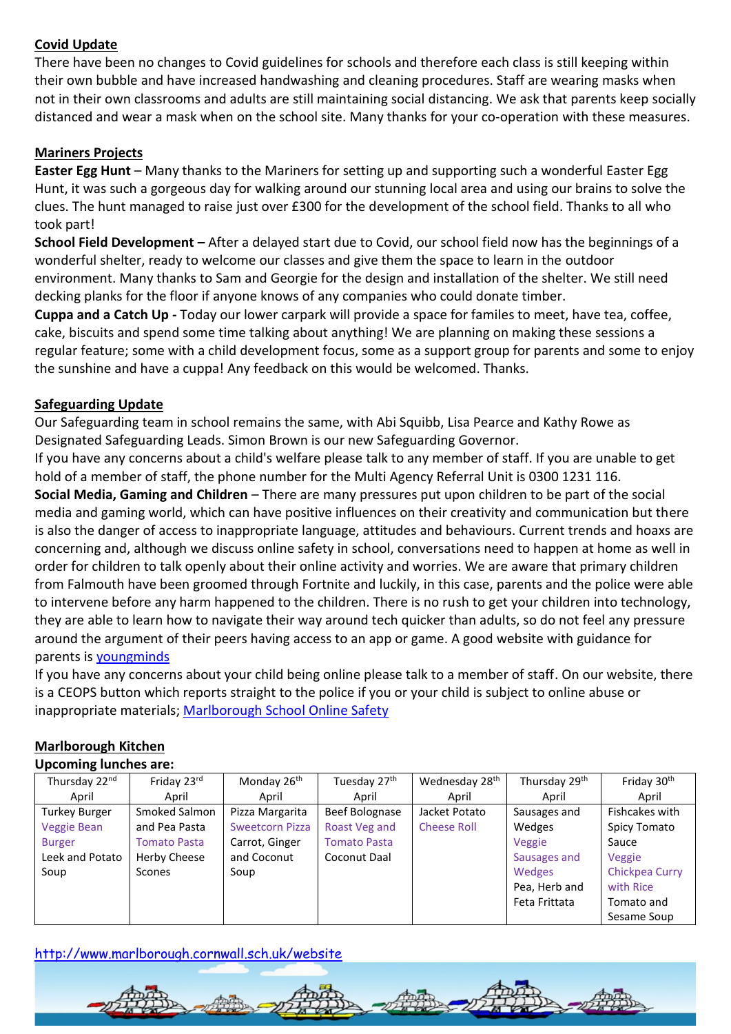## Covid Update

There have been no changes to Covid guidelines for schools and therefore each class is still keeping within their own bubble and have increased handwashing and cleaning procedures. Staff are wearing masks when not in their own classrooms and adults are still maintaining social distancing. We ask that parents keep socially distanced and wear a mask when on the school site. Many thanks for your co-operation with these measures.

## Mariners Projects

**Easter Egg Hunt** – Many thanks to the Mariners for setting up and supporting such a wonderful Easter Egg Hunt, it was such a gorgeous day for walking around our stunning local area and using our brains to solve the clues. The hunt managed to raise just over £300 for the development of the school field. Thanks to all who took part!

**School Field Development –** After a delayed start due to Covid, our school field now has the beginnings of a wonderful shelter, ready to welcome our classes and give them the space to learn in the outdoor environment. Many thanks to Sam and Georgie for the design and installation of the shelter. We still need decking planks for the floor if anyone knows of any companies who could donate timber.

**Cuppa and a Catch Up -** Today our lower carpark will provide a space for familes to meet, have tea, coffee, cake, biscuits and spend some time talking about anything! We are planning on making these sessions a regular feature; some with a child development focus, some as a support group for parents and some to enjoy the sunshine and have a cuppa! Any feedback on this would be welcomed. Thanks.

## Safeguarding Update

Our Safeguarding team in school remains the same, with Abi Squibb, Lisa Pearce and Kathy Rowe as Designated Safeguarding Leads. Simon Brown is our new Safeguarding Governor.

If you have any concerns about a child's welfare please talk to any member of staff. If you are unable to get hold of a member of staff, the phone number for the Multi Agency Referral Unit is 0300 1231 116.

**Social Media, Gaming and Children** – There are many pressures put upon children to be part of the social media and gaming world, which can have positive influences on their creativity and communication but there is also the danger of access to inappropriate language, attitudes and behaviours. Current trends and hoaxs are concerning and, although we discuss online safety in school, conversations need to happen at home as well in order for children to talk openly about their online activity and worries. We are aware that primary children from Falmouth have been groomed through Fortnite and luckily, in this case, parents and the police were able to intervene before any harm happened to the children. There is no rush to get your children into technology, they are able to learn how to navigate their way around tech quicker than adults, so do not feel any pressure around the argument of their peers having access to an app or game. A good website with guidance for parents is youngminds

If you have any concerns about your child being online please talk to a member of staff. On our website, there is a CEOPS button which reports straight to the police if you or your child is subject to online abuse or inappropriate materials; Marlborough School Online Safety

## Marlborough Kitchen

**Upcoming lunches are:**

| Thursday 22nd April | Friday 23rd April | Monday 26th April | Tuesday 27th April | Wednesday 28th April | Thursday 29th April | Friday 30th April |
|---|---|---|---|---|---|---|
| Turkey Burger<br>Veggie Bean Burger<br>Leek and Potato Soup | Smoked Salmon and Pea Pasta<br>Tomato Pasta<br>Herby Cheese Scones | Pizza Margarita<br>Sweetcorn Pizza<br>Carrot, Ginger and Coconut Soup | Beef Bolognase<br>Roast Veg and Tomato Pasta<br>Coconut Daal | Jacket Potato<br>Cheese Roll | Sausages and Wedges<br>Veggie Sausages and Wedges<br>Pea, Herb and Feta Frittata | Fishcakes with Spicy Tomato Sauce<br>Veggie Chickpea Curry with Rice<br>Tomato and Sesame Soup |

http://www.marlborough.cornwall.sch.uk/website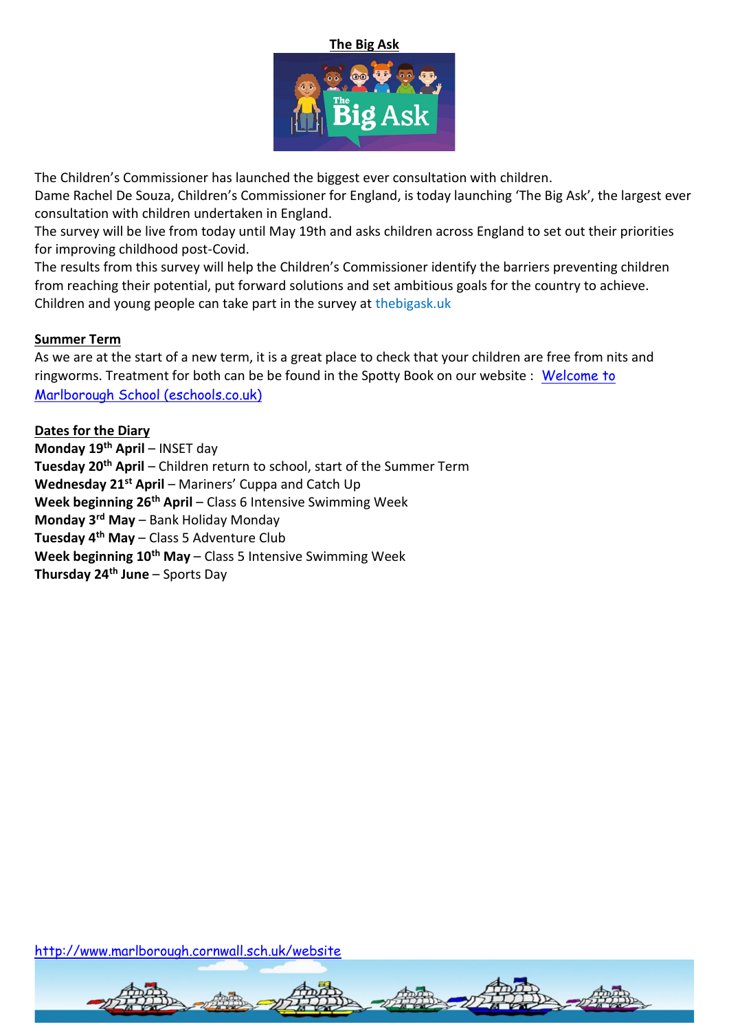## The Big Ask

The Children's Commissioner has launched the biggest ever consultation with children.
Dame Rachel De Souza, Children's Commissioner for England, is today launching 'The Big Ask', the largest ever consultation with children undertaken in England.
The survey will be live from today until May 19th and asks children across England to set out their priorities for improving childhood post-Covid.
The results from this survey will help the Children's Commissioner identify the barriers preventing children from reaching their potential, put forward solutions and set ambitious goals for the country to achieve.
Children and young people can take part in the survey at thebigask.uk

## Summer Term

As we are at the start of a new term, it is a great place to check that your children are free from nits and ringworms. Treatment for both can be be found in the Spotty Book on our website : Welcome to Marlborough School (eschools.co.uk)

## Dates for the Diary

**Monday 19th April** – INSET day
**Tuesday 20th April** – Children return to school, start of the Summer Term
**Wednesday 21st April** – Mariners' Cuppa and Catch Up
**Week beginning 26th April** – Class 6 Intensive Swimming Week
**Monday 3rd May** – Bank Holiday Monday
**Tuesday 4th May** – Class 5 Adventure Club
**Week beginning 10th May** – Class 5 Intensive Swimming Week
**Thursday 24th June** – Sports Day

http://www.marlborough.cornwall.sch.uk/website